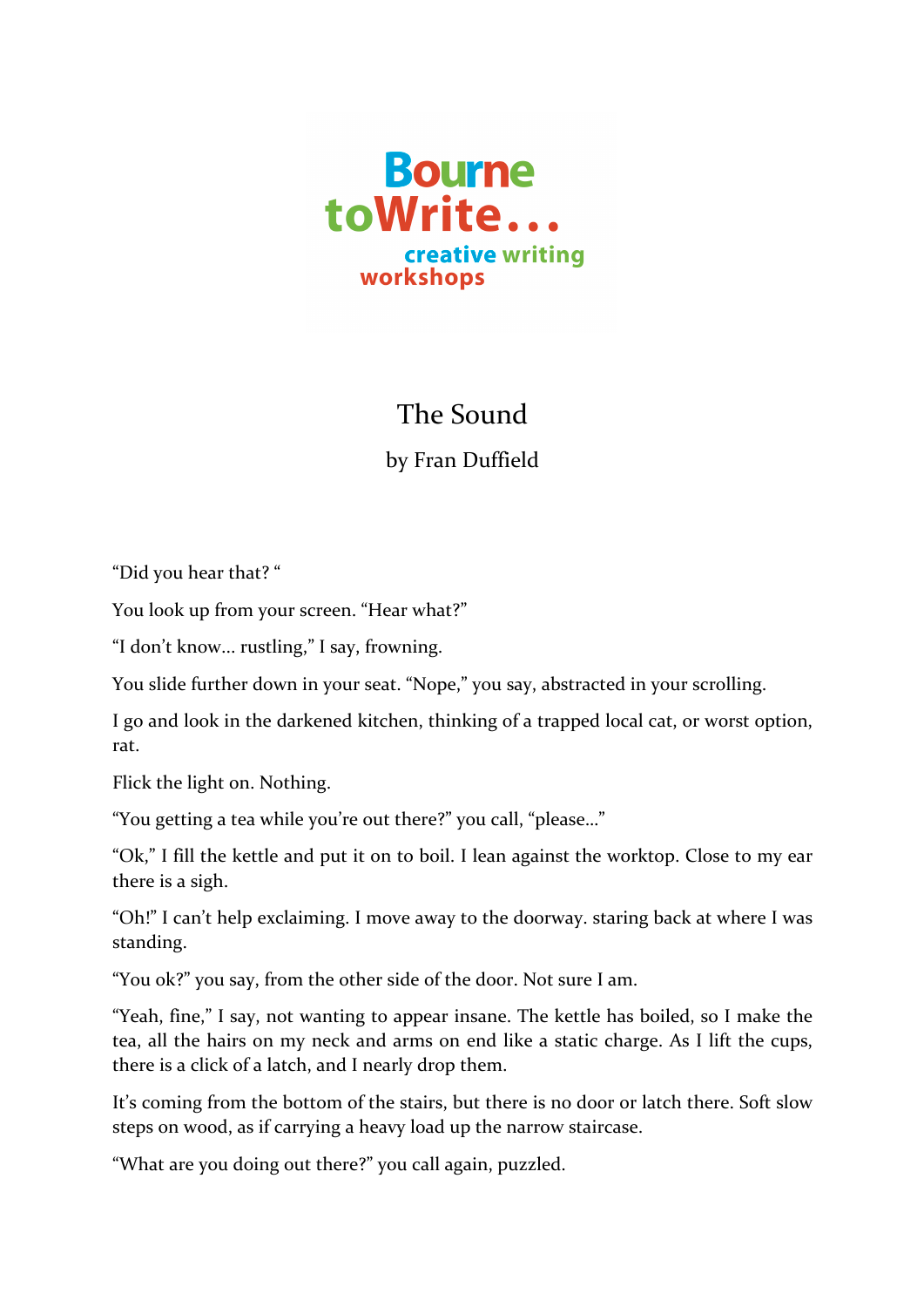Bourne toWrite...
creative writing workshops

# The Sound

by Fran Duffield

“Did you hear that? “

You look up from your screen. “Hear what?”

“I don’t know... rustling,” I say, frowning.

You slide further down in your seat. “Nope,” you say, abstracted in your scrolling.

I go and look in the darkened kitchen, thinking of a trapped local cat, or worst option, rat.

Flick the light on. Nothing.

“You getting a tea while you’re out there?” you call, “please...”

“Ok,” I fill the kettle and put it on to boil. I lean against the worktop. Close to my ear there is a sigh.

“Oh!” I can’t help exclaiming. I move away to the doorway. staring back at where I was standing.

“You ok?” you say, from the other side of the door. Not sure I am.

“Yeah, fine,” I say, not wanting to appear insane. The kettle has boiled, so I make the tea, all the hairs on my neck and arms on end like a static charge. As I lift the cups, there is a click of a latch, and I nearly drop them.

It’s coming from the bottom of the stairs, but there is no door or latch there. Soft slow steps on wood, as if carrying a heavy load up the narrow staircase.

“What are you doing out there?” you call again, puzzled.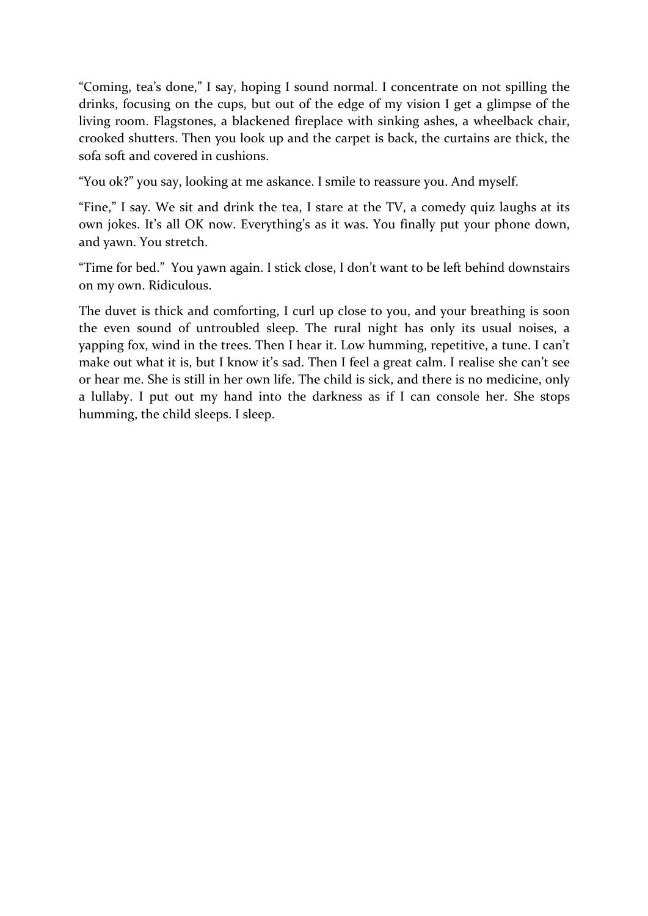"Coming, tea's done," I say, hoping I sound normal. I concentrate on not spilling the drinks, focusing on the cups, but out of the edge of my vision I get a glimpse of the living room. Flagstones, a blackened fireplace with sinking ashes, a wheelback chair, crooked shutters. Then you look up and the carpet is back, the curtains are thick, the sofa soft and covered in cushions.

"You ok?" you say, looking at me askance. I smile to reassure you. And myself.

"Fine," I say. We sit and drink the tea, I stare at the TV, a comedy quiz laughs at its own jokes. It's all OK now. Everything's as it was. You finally put your phone down, and yawn. You stretch.

"Time for bed." You yawn again. I stick close, I don't want to be left behind downstairs on my own. Ridiculous.

The duvet is thick and comforting, I curl up close to you, and your breathing is soon the even sound of untroubled sleep. The rural night has only its usual noises, a yapping fox, wind in the trees. Then I hear it. Low humming, repetitive, a tune. I can't make out what it is, but I know it's sad. Then I feel a great calm. I realise she can't see or hear me. She is still in her own life. The child is sick, and there is no medicine, only a lullaby. I put out my hand into the darkness as if I can console her. She stops humming, the child sleeps. I sleep.